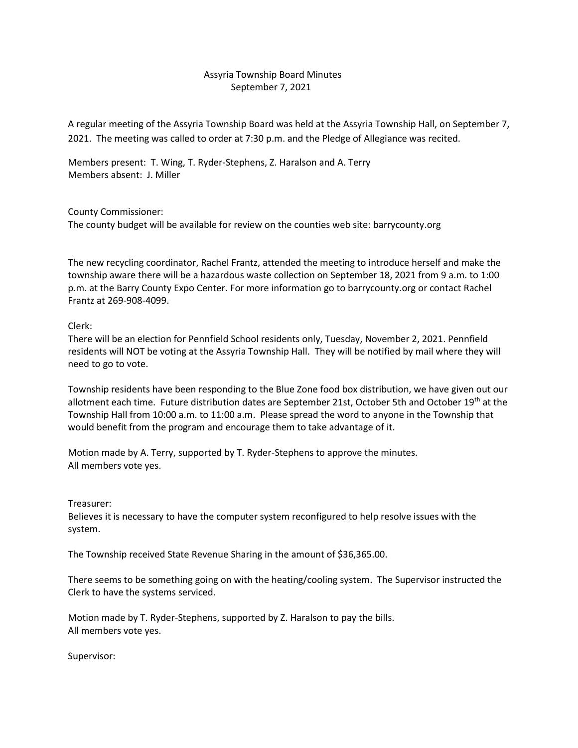# Assyria Township Board Minutes
## September 7, 2021

A regular meeting of the Assyria Township Board was held at the Assyria Township Hall, on September 7, 2021. The meeting was called to order at 7:30 p.m. and the Pledge of Allegiance was recited.

Members present: T. Wing, T. Ryder-Stephens, Z. Haralson and A. Terry
Members absent: J. Miller

County Commissioner:
The county budget will be available for review on the counties web site: barrycounty.org

The new recycling coordinator, Rachel Frantz, attended the meeting to introduce herself and make the township aware there will be a hazardous waste collection on September 18, 2021 from 9 a.m. to 1:00 p.m. at the Barry County Expo Center. For more information go to barrycounty.org or contact Rachel Frantz at 269-908-4099.

Clerk:
There will be an election for Pennfield School residents only, Tuesday, November 2, 2021. Pennfield residents will NOT be voting at the Assyria Township Hall. They will be notified by mail where they will need to go to vote.

Township residents have been responding to the Blue Zone food box distribution, we have given out our allotment each time. Future distribution dates are September 21st, October 5th and October 19th at the Township Hall from 10:00 a.m. to 11:00 a.m. Please spread the word to anyone in the Township that would benefit from the program and encourage them to take advantage of it.

Motion made by A. Terry, supported by T. Ryder-Stephens to approve the minutes.
All members vote yes.

Treasurer:
Believes it is necessary to have the computer system reconfigured to help resolve issues with the system.

The Township received State Revenue Sharing in the amount of $36,365.00.

There seems to be something going on with the heating/cooling system. The Supervisor instructed the Clerk to have the systems serviced.

Motion made by T. Ryder-Stephens, supported by Z. Haralson to pay the bills.
All members vote yes.

Supervisor: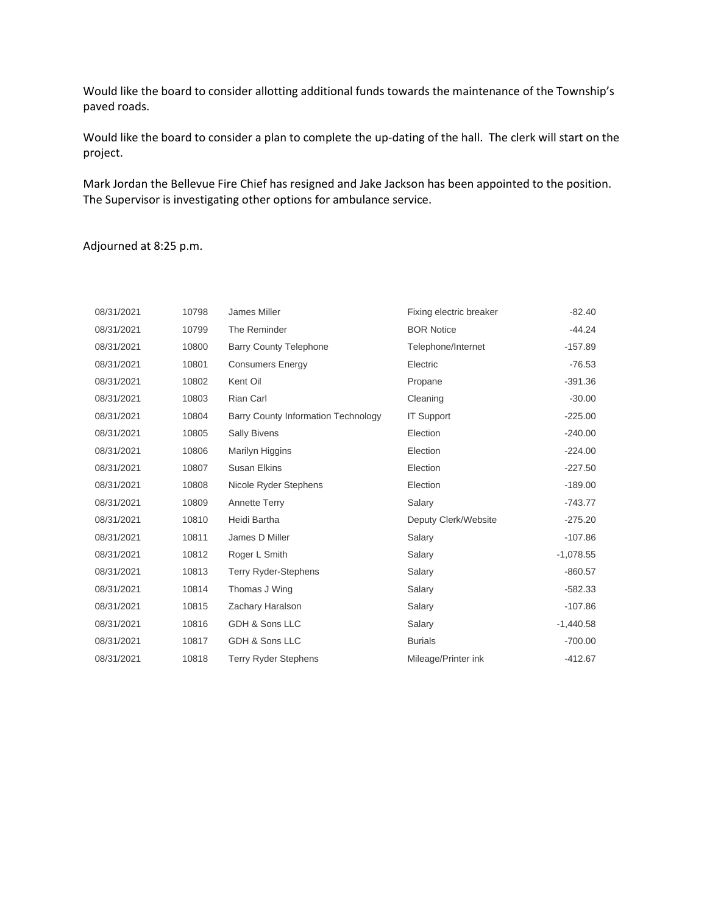Would like the board to consider allotting additional funds towards the maintenance of the Township's paved roads.

Would like the board to consider a plan to complete the up-dating of the hall. The clerk will start on the project.

Mark Jordan the Bellevue Fire Chief has resigned and Jake Jackson has been appointed to the position. The Supervisor is investigating other options for ambulance service.

Adjourned at 8:25 p.m.

| | | | | |
|---|---|---|---|---|
| 08/31/2021 | 10798 | James Miller | Fixing electric breaker | -82.40 |
| 08/31/2021 | 10799 | The Reminder | BOR Notice | -44.24 |
| 08/31/2021 | 10800 | Barry County Telephone | Telephone/Internet | -157.89 |
| 08/31/2021 | 10801 | Consumers Energy | Electric | -76.53 |
| 08/31/2021 | 10802 | Kent Oil | Propane | -391.36 |
| 08/31/2021 | 10803 | Rian Carl | Cleaning | -30.00 |
| 08/31/2021 | 10804 | Barry County Information Technology | IT Support | -225.00 |
| 08/31/2021 | 10805 | Sally Bivens | Election | -240.00 |
| 08/31/2021 | 10806 | Marilyn Higgins | Election | -224.00 |
| 08/31/2021 | 10807 | Susan Elkins | Election | -227.50 |
| 08/31/2021 | 10808 | Nicole Ryder Stephens | Election | -189.00 |
| 08/31/2021 | 10809 | Annette Terry | Salary | -743.77 |
| 08/31/2021 | 10810 | Heidi Bartha | Deputy Clerk/Website | -275.20 |
| 08/31/2021 | 10811 | James D Miller | Salary | -107.86 |
| 08/31/2021 | 10812 | Roger L Smith | Salary | -1,078.55 |
| 08/31/2021 | 10813 | Terry Ryder-Stephens | Salary | -860.57 |
| 08/31/2021 | 10814 | Thomas J Wing | Salary | -582.33 |
| 08/31/2021 | 10815 | Zachary Haralson | Salary | -107.86 |
| 08/31/2021 | 10816 | GDH & Sons LLC | Salary | -1,440.58 |
| 08/31/2021 | 10817 | GDH & Sons LLC | Burials | -700.00 |
| 08/31/2021 | 10818 | Terry Ryder Stephens | Mileage/Printer ink | -412.67 |